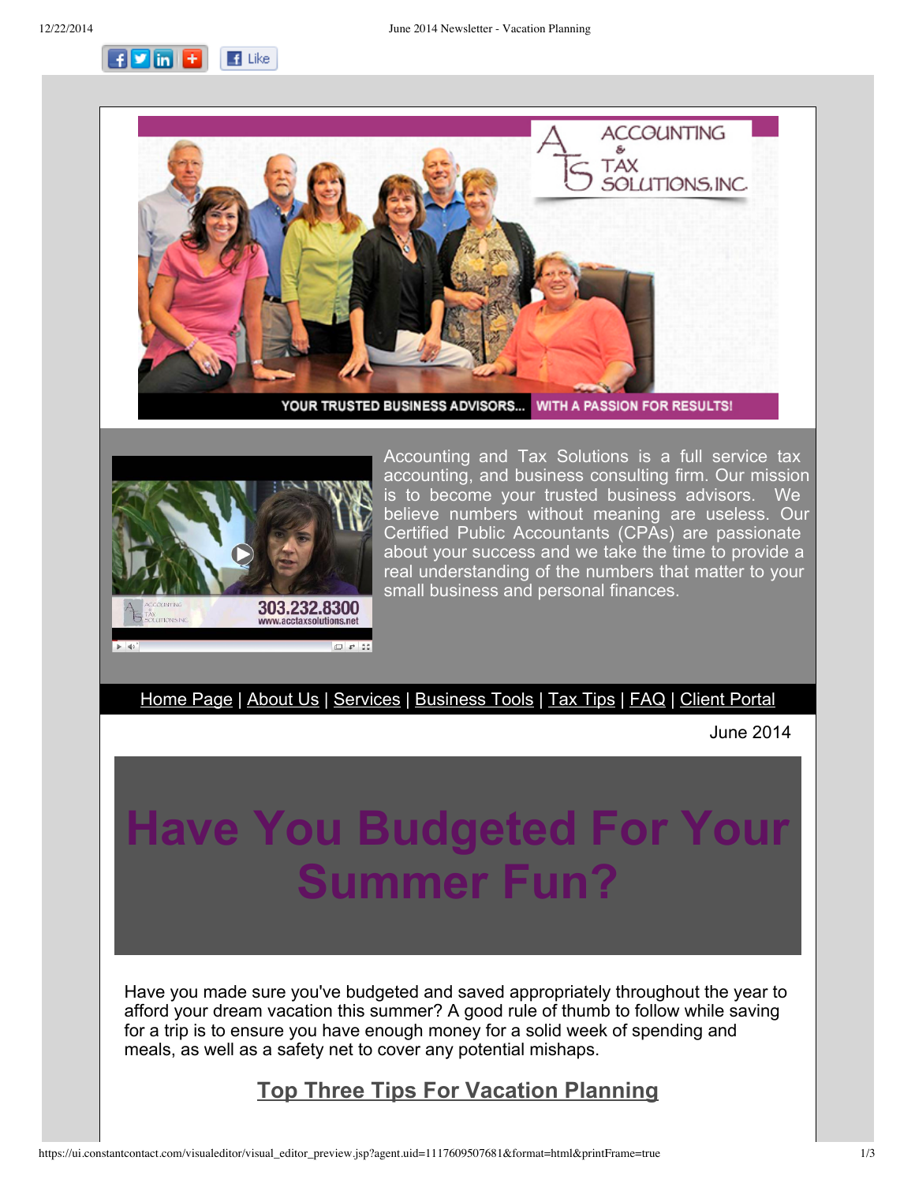Accounting and Tax Solutions is a full service tax accounting, and business consulting firm. Our mission is to become your trusted business advisors. We believe numbers without meaning are useless. Our Certified Public Accountants (CPAs) are passionate about your success and we take the time to provide a real understanding of the numbers that matter to your small business and personal finances.

Home Page | About Us | Services | Business Tools | Tax Tips | FAQ | Client Portal

June 2014

# Have You Budgeted For Your Summer Fun?

Have you made sure you've budgeted and saved appropriately throughout the year to afford your dream vacation this summer? A good rule of thumb to follow while saving for a trip is to ensure you have enough money for a solid week of spending and meals, as well as a safety net to cover any potential mishaps.

## Top Three Tips For Vacation Planning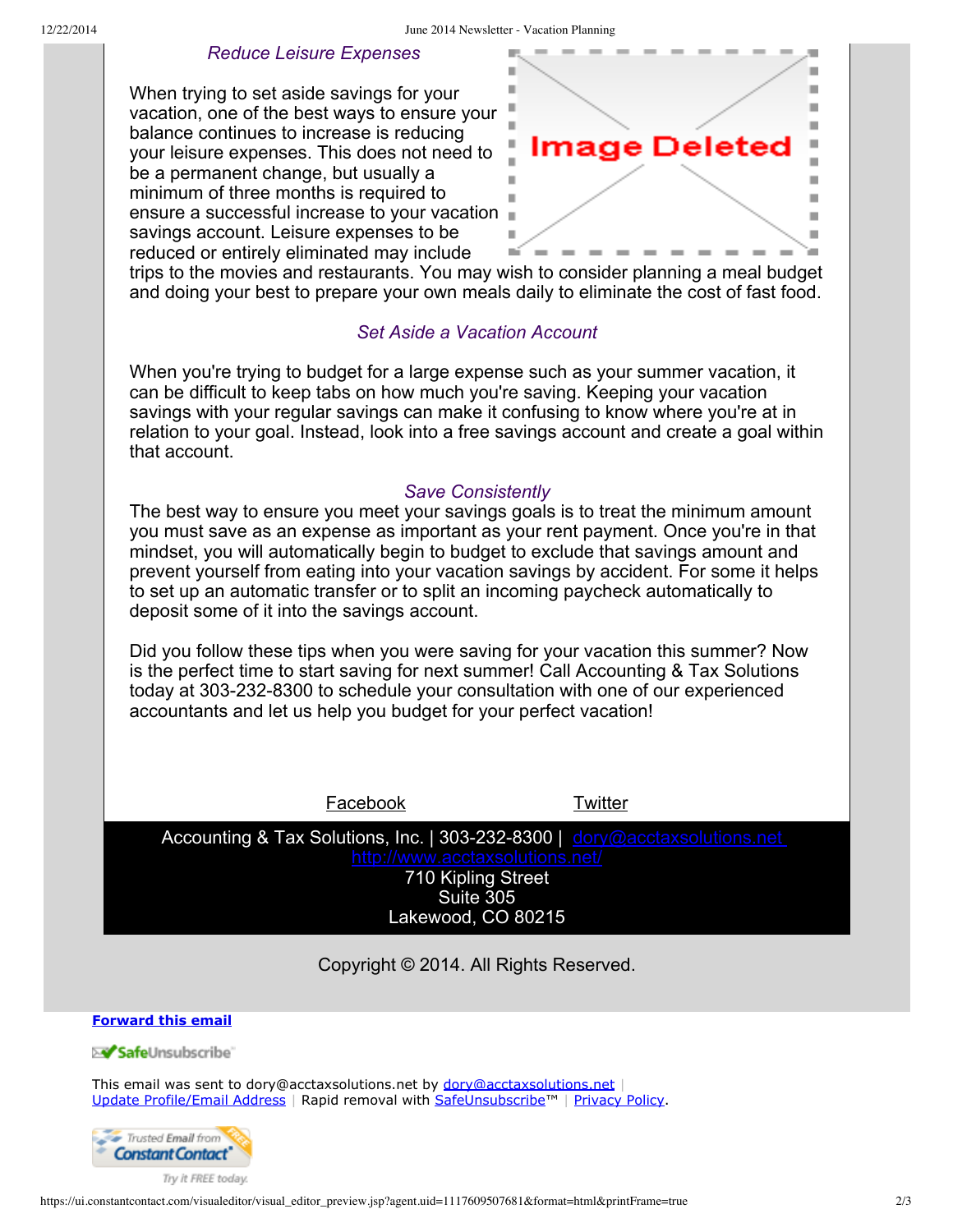### *Reduce Leisure Expenses*

When trying to set aside savings for your vacation, one of the best ways to ensure your balance continues to increase is reducing your leisure expenses. This does not need to be a permanent change, but usually a minimum of three months is required to ensure a successful increase to your vacation savings account. Leisure expenses to be reduced or entirely eliminated may include trips to the movies and restaurants. You may wish to consider planning a meal budget and doing your best to prepare your own meals daily to eliminate the cost of fast food.

### *Set Aside a Vacation Account*

When you're trying to budget for a large expense such as your summer vacation, it can be difficult to keep tabs on how much you're saving. Keeping your vacation savings with your regular savings can make it confusing to know where you're at in relation to your goal. Instead, look into a free savings account and create a goal within that account.

### *Save Consistently*

The best way to ensure you meet your savings goals is to treat the minimum amount you must save as an expense as important as your rent payment. Once you're in that mindset, you will automatically begin to budget to exclude that savings amount and prevent yourself from eating into your vacation savings by accident. For some it helps to set up an automatic transfer or to split an incoming paycheck automatically to deposit some of it into the savings account.

Did you follow these tips when you were saving for your vacation this summer? Now is the perfect time to start saving for next summer! Call Accounting & Tax Solutions today at 303-232-8300 to schedule your consultation with one of our experienced accountants and let us help you budget for your perfect vacation!

Facebook    Twitter

Accounting & Tax Solutions, Inc. | 303-232-8300 | dory@acctaxsolutions.net
http://www.acctaxsolutions.net/
710 Kipling Street
Suite 305
Lakewood, CO 80215

Copyright © 2014. All Rights Reserved.

**Forward this email**

SafeUnsubscribe

This email was sent to dory@acctaxsolutions.net by dory@acctaxsolutions.net |
Update Profile/Email Address | Rapid removal with SafeUnsubscribe™ | Privacy Policy.

Trusted Email from Constant Contact — Try it FREE today.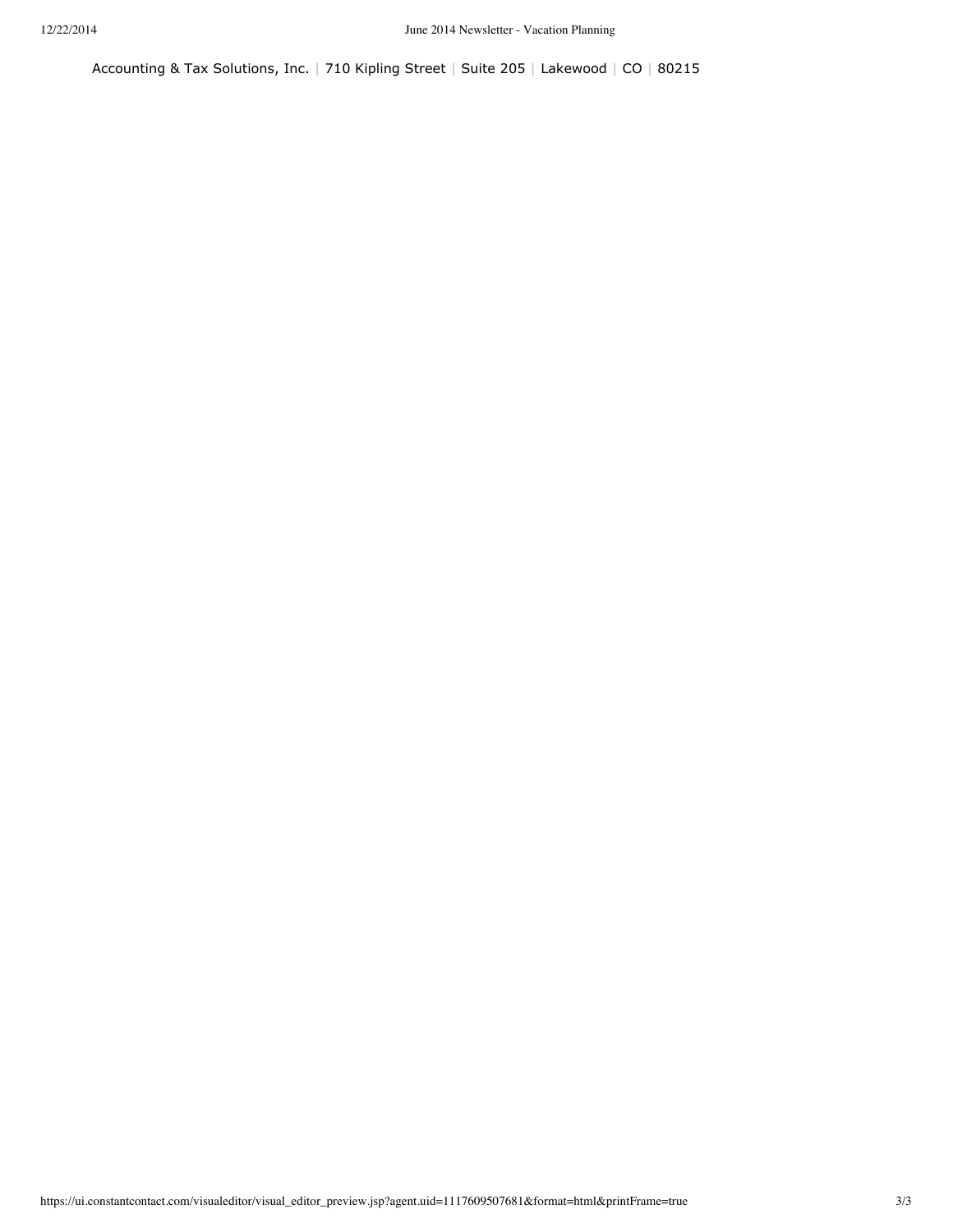Accounting & Tax Solutions, Inc. | 710 Kipling Street | Suite 205 | Lakewood | CO | 80215